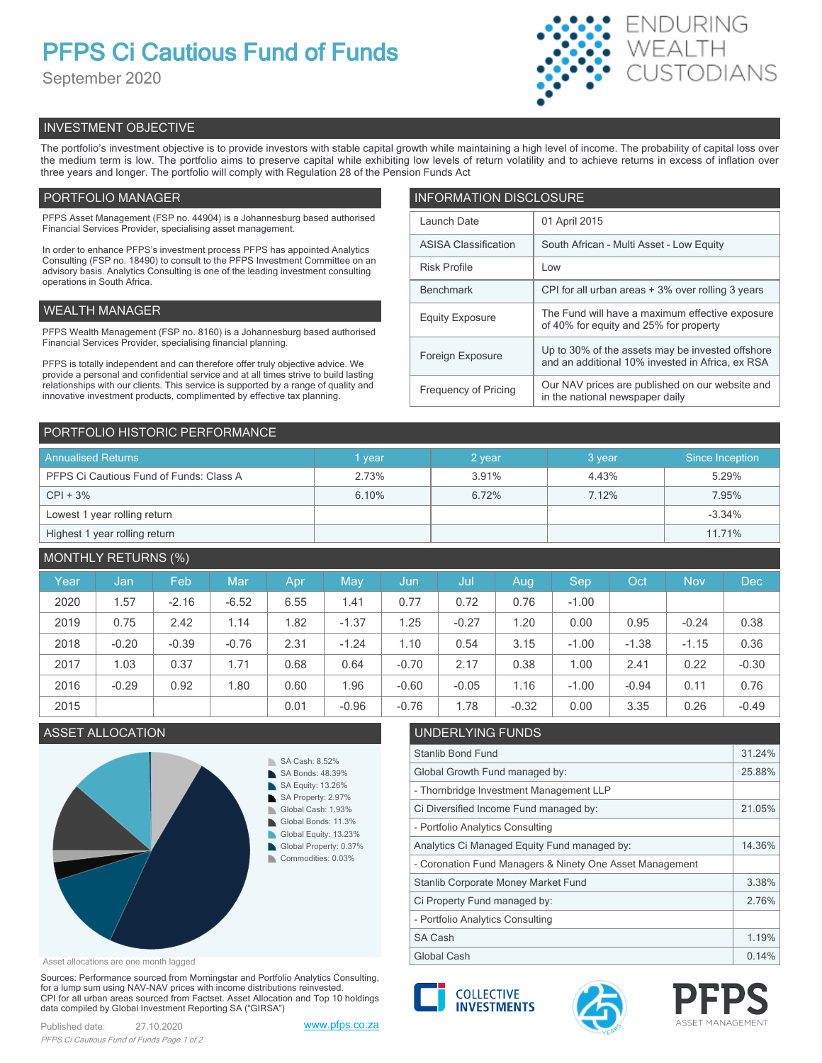# PFPS Ci Cautious Fund of Funds

September 2020

ENDURING WEALTH CUSTODIANS

## INVESTMENT OBJECTIVE

The portfolio's investment objective is to provide investors with stable capital growth while maintaining a high level of income. The probability of capital loss over the medium term is low. The portfolio aims to preserve capital while exhibiting low levels of return volatility and to achieve returns in excess of inflation over three years and longer. The portfolio will comply with Regulation 28 of the Pension Funds Act

## PORTFOLIO MANAGER

PFPS Asset Management (FSP no. 44904) is a Johannesburg based authorised Financial Services Provider, specialising asset management.

In order to enhance PFPS's investment process PFPS has appointed Analytics Consulting (FSP no. 18490) to consult to the PFPS Investment Committee on an advisory basis. Analytics Consulting is one of the leading investment consulting operations in South Africa.

## WEALTH MANAGER

PFPS Wealth Management (FSP no. 8160) is a Johannesburg based authorised Financial Services Provider, specialising financial planning.

PFPS is totally independent and can therefore offer truly objective advice. We provide a personal and confidential service and at all times strive to build lasting relationships with our clients. This service is supported by a range of quality and innovative investment products, complimented by effective tax planning.

## INFORMATION DISCLOSURE

| | |
|---|---|
| Launch Date | 01 April 2015 |
| ASISA Classification | South African - Multi Asset - Low Equity |
| Risk Profile | Low |
| Benchmark | CPI for all urban areas + 3% over rolling 3 years |
| Equity Exposure | The Fund will have a maximum effective exposure of 40% for equity and 25% for property |
| Foreign Exposure | Up to 30% of the assets may be invested offshore and an additional 10% invested in Africa, ex RSA |
| Frequency of Pricing | Our NAV prices are published on our website and in the national newspaper daily |

## PORTFOLIO HISTORIC PERFORMANCE

| Annualised Returns | 1 year | 2 year | 3 year | Since Inception |
|---|---|---|---|---|
| PFPS Ci Cautious Fund of Funds: Class A | 2.73% | 3.91% | 4.43% | 5.29% |
| CPI + 3% | 6.10% | 6.72% | 7.12% | 7.95% |
| Lowest 1 year rolling return | | | | -3.34% |
| Highest 1 year rolling return | | | | 11.71% |

## MONTHLY RETURNS (%)

| Year | Jan | Feb | Mar | Apr | May | Jun | Jul | Aug | Sep | Oct | Nov | Dec |
|---|---|---|---|---|---|---|---|---|---|---|---|---|
| 2020 | 1.57 | -2.16 | -6.52 | 6.55 | 1.41 | 0.77 | 0.72 | 0.76 | -1.00 | | | |
| 2019 | 0.75 | 2.42 | 1.14 | 1.82 | -1.37 | 1.25 | -0.27 | 1.20 | 0.00 | 0.95 | -0.24 | 0.38 |
| 2018 | -0.20 | -0.39 | -0.76 | 2.31 | -1.24 | 1.10 | 0.54 | 3.15 | -1.00 | -1.38 | -1.15 | 0.36 |
| 2017 | 1.03 | 0.37 | 1.71 | 0.68 | 0.64 | -0.70 | 2.17 | 0.38 | 1.00 | 2.41 | 0.22 | -0.30 |
| 2016 | -0.29 | 0.92 | 1.80 | 0.60 | 1.96 | -0.60 | -0.05 | 1.16 | -1.00 | -0.94 | 0.11 | 0.76 |
| 2015 | | | | 0.01 | -0.96 | -0.76 | 1.78 | -0.32 | 0.00 | 3.35 | 0.26 | -0.49 |

## ASSET ALLOCATION

- SA Cash: 8.52%
- SA Bonds: 48.39%
- SA Equity: 13.26%
- SA Property: 2.97%
- Global Cash: 1.93%
- Global Bonds: 11.3%
- Global Equity: 13.23%
- Global Property: 0.37%
- Commodities: 0.03%

Asset allocations are one month lagged

## UNDERLYING FUNDS

| | |
|---|---|
| Stanlib Bond Fund | 31.24% |
| Global Growth Fund managed by: | 25.88% |
| - Thornbridge Investment Management LLP | |
| Ci Diversified Income Fund managed by: | 21.05% |
| - Portfolio Analytics Consulting | |
| Analytics Ci Managed Equity Fund managed by: | 14.36% |
| - Coronation Fund Managers & Ninety One Asset Management | |
| Stanlib Corporate Money Market Fund | 3.38% |
| Ci Property Fund managed by: | 2.76% |
| - Portfolio Analytics Consulting | |
| SA Cash | 1.19% |
| Global Cash | 0.14% |

Sources: Performance sourced from Morningstar and Portfolio Analytics Consulting, for a lump sum using NAV-NAV prices with income distributions reinvested. CPI for all urban areas sourced from Factset. Asset Allocation and Top 10 holdings data compiled by Global Investment Reporting SA ("GIRSA")

Published date: 27.10.2020

www.pfps.co.za

COLLECTIVE INVESTMENTS

PFPS ASSET MANAGEMENT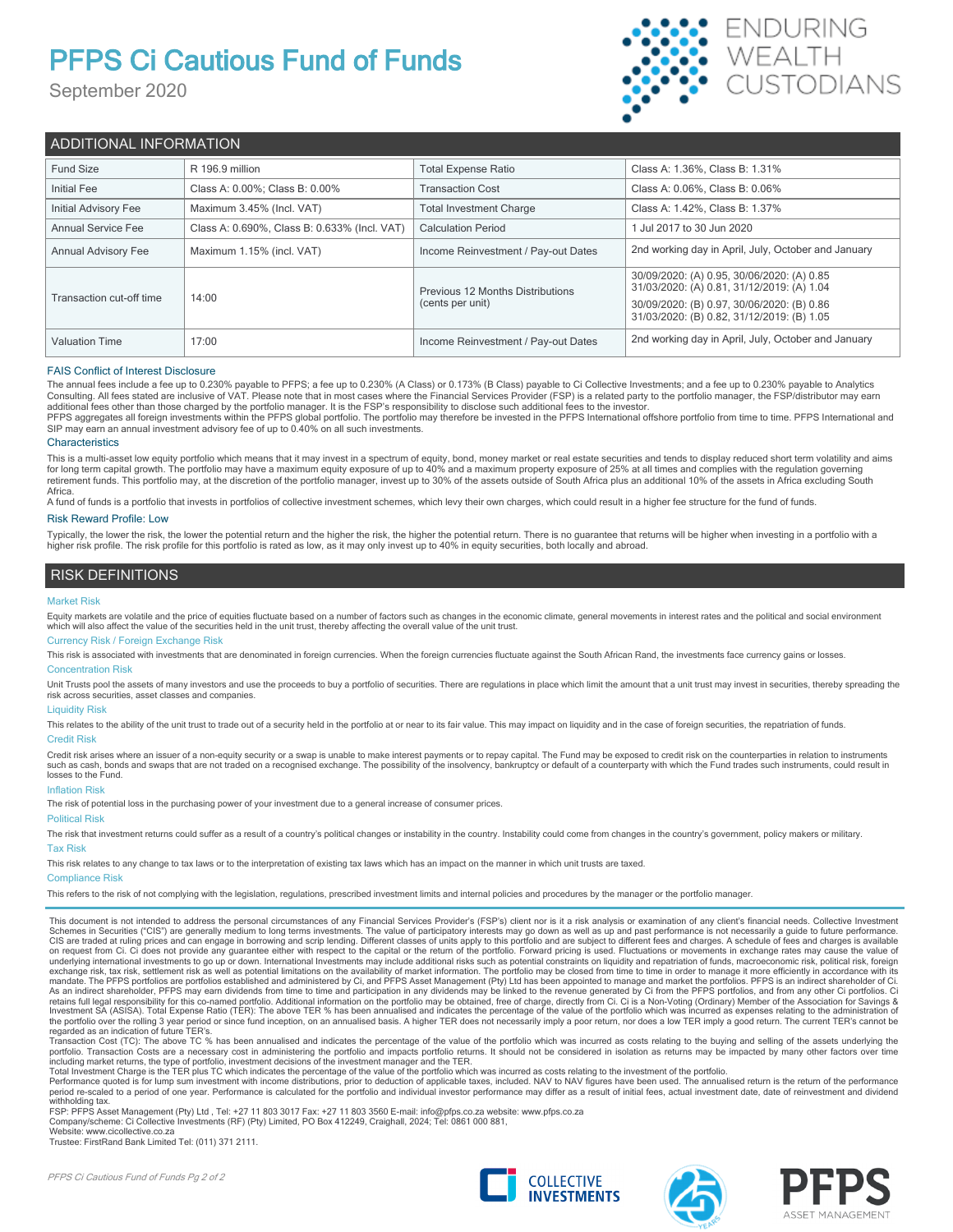# PFPS Ci Cautious Fund of Funds

September 2020

## ADDITIONAL INFORMATION

| | | | |
|---|---|---|---|
| Fund Size | R 196.9 million | Total Expense Ratio | Class A: 1.36%, Class B: 1.31% |
| Initial Fee | Class A: 0.00%; Class B: 0.00% | Transaction Cost | Class A: 0.06%, Class B: 0.06% |
| Initial Advisory Fee | Maximum 3.45% (Incl. VAT) | Total Investment Charge | Class A: 1.42%, Class B: 1.37% |
| Annual Service Fee | Class A: 0.690%, Class B: 0.633% (Incl. VAT) | Calculation Period | 1 Jul 2017 to 30 Jun 2020 |
| Annual Advisory Fee | Maximum 1.15% (incl. VAT) | Income Reinvestment / Pay-out Dates | 2nd working day in April, July, October and January |
| Transaction cut-off time | 14:00 | Previous 12 Months Distributions (cents per unit) | 30/09/2020: (A) 0.95, 30/06/2020: (A) 0.85 31/03/2020: (A) 0.81, 31/12/2019: (A) 1.04 30/09/2020: (B) 0.97, 30/06/2020: (B) 0.86 31/03/2020: (B) 0.82, 31/12/2019: (B) 1.05 |
| Valuation Time | 17:00 | Income Reinvestment / Pay-out Dates | 2nd working day in April, July, October and January |

### FAIS Conflict of Interest Disclosure

The annual fees include a fee up to 0.230% payable to PFPS; a fee up to 0.230% (A Class) or 0.173% (B Class) payable to Ci Collective Investments; and a fee up to 0.230% payable to Analytics Consulting. All fees stated are inclusive of VAT. Please note that in most cases where the Financial Services Provider (FSP) is a related party to the portfolio manager, the FSP/distributor may earn additional fees other than those charged by the portfolio manager. It is the FSP's responsibility to disclose such additional fees to the investor.
PFPS aggregates all foreign investments within the PFPS global portfolio. The portfolio may therefore be invested in the PFPS International offshore portfolio from time to time. PFPS International and SIP may earn an annual investment advisory fee of up to 0.40% on all such investments.

### Characteristics

This is a multi-asset low equity portfolio which means that it may invest in a spectrum of equity, bond, money market or real estate securities and tends to display reduced short term volatility and aims for long term capital growth. The portfolio may have a maximum equity exposure of up to 40% and a maximum property exposure of 25% at all times and complies with the regulation governing retirement funds. This portfolio may, at the discretion of the portfolio manager, invest up to 30% of the assets outside of South Africa plus an additional 10% of the assets in Africa excluding South Africa.
A fund of funds is a portfolio that invests in portfolios of collective investment schemes, which levy their own charges, which could result in a higher fee structure for the fund of funds.

### Risk Reward Profile: Low

Typically, the lower the risk, the lower the potential return and the higher the risk, the higher the potential return. There is no guarantee that returns will be higher when investing in a portfolio with a higher risk profile. The risk profile for this portfolio is rated as low, as it may only invest up to 40% in equity securities, both locally and abroad.

## RISK DEFINITIONS

### Market Risk

Equity markets are volatile and the price of equities fluctuate based on a number of factors such as changes in the economic climate, general movements in interest rates and the political and social environment which will also affect the value of the securities held in the unit trust, thereby affecting the overall value of the unit trust.

### Currency Risk / Foreign Exchange Risk

This risk is associated with investments that are denominated in foreign currencies. When the foreign currencies fluctuate against the South African Rand, the investments face currency gains or losses.

### Concentration Risk

Unit Trusts pool the assets of many investors and use the proceeds to buy a portfolio of securities. There are regulations in place which limit the amount that a unit trust may invest in securities, thereby spreading the risk across securities, asset classes and companies.

### Liquidity Risk

This relates to the ability of the unit trust to trade out of a security held in the portfolio at or near to its fair value. This may impact on liquidity and in the case of foreign securities, the repatriation of funds.

### Credit Risk

Credit risk arises where an issuer of a non-equity security or a swap is unable to make interest payments or to repay capital. The Fund may be exposed to credit risk on the counterparties in relation to instruments such as cash, bonds and swaps that are not traded on a recognised exchange. The possibility of the insolvency, bankruptcy or default of a counterparty with which the Fund trades such instruments, could result in losses to the Fund.

### Inflation Risk

The risk of potential loss in the purchasing power of your investment due to a general increase of consumer prices.

### Political Risk

The risk that investment returns could suffer as a result of a country's political changes or instability in the country. Instability could come from changes in the country's government, policy makers or military.

### Tax Risk

This risk relates to any change to tax laws or to the interpretation of existing tax laws which has an impact on the manner in which unit trusts are taxed.

### Compliance Risk

This refers to the risk of not complying with the legislation, regulations, prescribed investment limits and internal policies and procedures by the manager or the portfolio manager.

This document is not intended to address the personal circumstances of any Financial Services Provider's (FSP's) client nor is it a risk analysis or examination of any client's financial needs. Collective Investment Schemes in Securities ("CIS") are generally medium to long terms investments. The value of participatory interests may go down as well as up and past performance is not necessarily a guide to future performance. CIS are traded at ruling prices and can engage in borrowing and scrip lending. Different classes of units apply to this portfolio and are subject to different fees and charges. A schedule of fees and charges is available on request from Ci. Ci does not provide any guarantee either with respect to the capital or the return of the portfolio. Forward pricing is used. Fluctuations or movements in exchange rates may cause the value of underlying international investments to go up or down. International Investments may include additional risks such as potential constraints on liquidity and repatriation of funds, macroeconomic risk, political risk, foreign exchange risk, tax risk, settlement risk as well as potential limitations on the availability of market information. The portfolio may be closed from time to time in order to manage it more efficiently in accordance with its mandate. The PFPS portfolios are portfolios established and administered by Ci, and PFPS Asset Management (Pty) Ltd has been appointed to manage and market the portfolios. PFPS is an indirect shareholder of Ci. As an indirect shareholder, PFPS may earn dividends from time to time and participation in any dividends may be linked to the revenue generated by Ci from the PFPS portfolios, and from any other Ci portfolios. Ci retains full legal responsibility for this co-named portfolio. Additional information on the portfolio may be obtained, free of charge, directly from Ci. Ci is a Non-Voting (Ordinary) Member of the Association for Savings & Investment SA (ASISA). Total Expense Ratio (TER): The above TER % has been annualised and indicates the percentage of the value of the portfolio which was incurred as expenses relating to the administration of the portfolio over the rolling 3 year period or since fund inception, on an annualised basis. A higher TER does not necessarily imply a poor return, nor does a low TER imply a good return. The current TER's cannot be regarded as an indication of future TER's.
Transaction Cost (TC): The above TC % has been annualised and indicates the percentage of the value of the portfolio which was incurred as costs relating to the buying and selling of the assets underlying the portfolio. Transaction Costs are a necessary cost in administering the portfolio and impacts portfolio returns. It should not be considered in isolation as returns may be impacted by many other factors over time including market returns, the type of portfolio, investment decisions of the investment manager and the TER.
Total Investment Charge is the TER plus TC which indicates the percentage of the value of the portfolio which was incurred as costs relating to the investment of the portfolio.
Performance quoted is for lump sum investment with income distributions, prior to deduction of applicable taxes, included. NAV to NAV figures have been used. The annualised return is the return of the performance period re-scaled to a period of one year. Performance is calculated for the portfolio and individual investor performance may differ as a result of initial fees, actual investment date, date of reinvestment and dividend withholding tax.
FSP: PFPS Asset Management (Pty) Ltd , Tel: +27 11 803 3017 Fax: +27 11 803 3560 E-mail: info@pfps.co.za website: www.pfps.co.za
Company/scheme: Ci Collective Investments (RF) (Pty) Limited, PO Box 412249, Craighall, 2024; Tel: 0861 000 881,
Website: www.cicollective.co.za
Trustee: FirstRand Bank Limited Tel: (011) 371 2111.